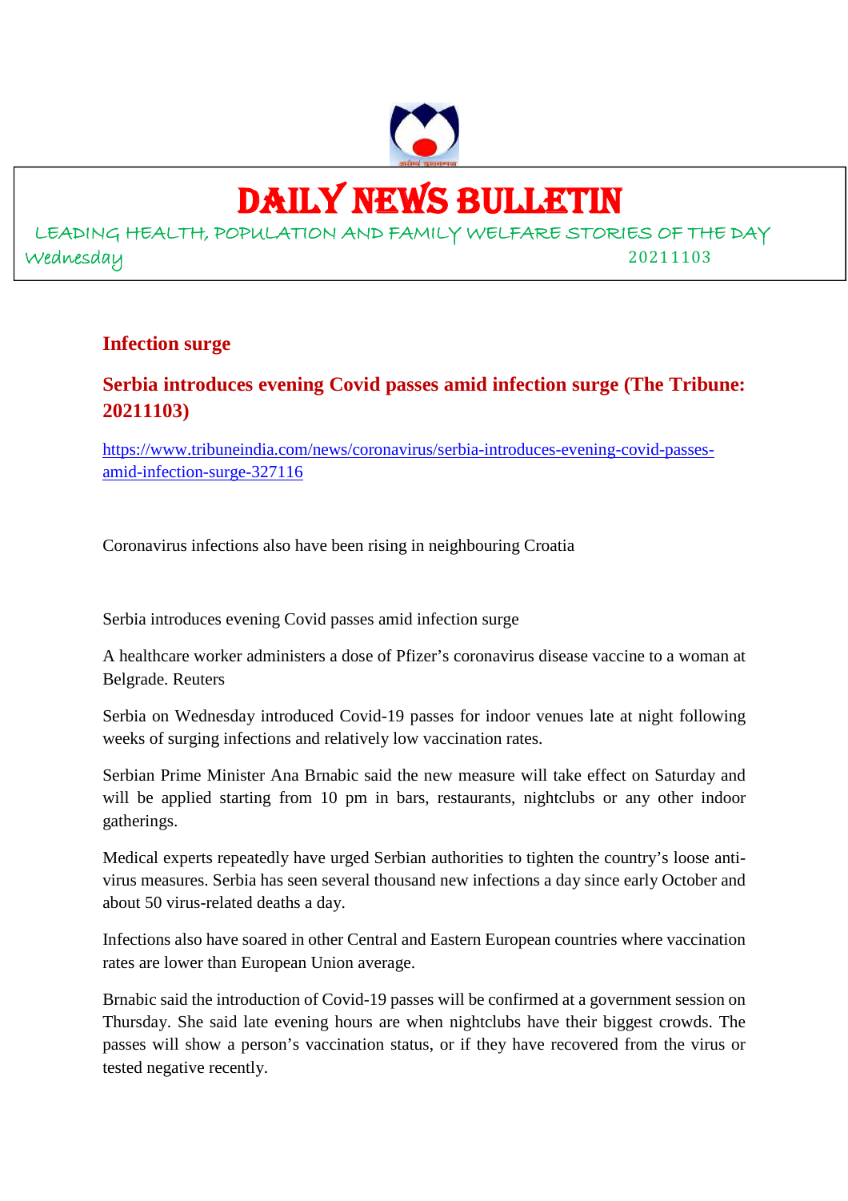# DAILY NEWS BULLETIN

LEADING HEALTH, POPULATION AND FAMILY WELFARE STORIES OF THE DAY

Wednesday 20211103

## Infection surge

## Serbia introduces evening Covid passes amid infection surge (The Tribune: 20211103)

https://www.tribuneindia.com/news/coronavirus/serbia-introduces-evening-covid-passes-amid-infection-surge-327116

Coronavirus infections also have been rising in neighbouring Croatia

Serbia introduces evening Covid passes amid infection surge

A healthcare worker administers a dose of Pfizer's coronavirus disease vaccine to a woman at Belgrade. Reuters

Serbia on Wednesday introduced Covid-19 passes for indoor venues late at night following weeks of surging infections and relatively low vaccination rates.

Serbian Prime Minister Ana Brnabic said the new measure will take effect on Saturday and will be applied starting from 10 pm in bars, restaurants, nightclubs or any other indoor gatherings.

Medical experts repeatedly have urged Serbian authorities to tighten the country's loose anti-virus measures. Serbia has seen several thousand new infections a day since early October and about 50 virus-related deaths a day.

Infections also have soared in other Central and Eastern European countries where vaccination rates are lower than European Union average.

Brnabic said the introduction of Covid-19 passes will be confirmed at a government session on Thursday. She said late evening hours are when nightclubs have their biggest crowds. The passes will show a person's vaccination status, or if they have recovered from the virus or tested negative recently.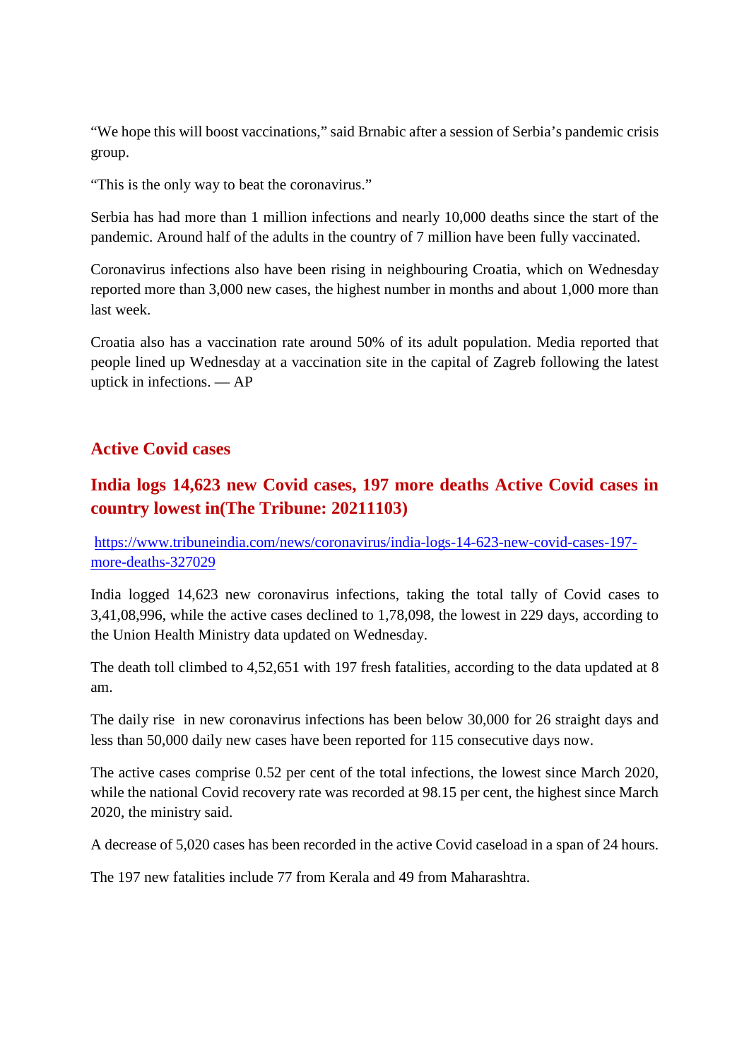"We hope this will boost vaccinations," said Brnabic after a session of Serbia's pandemic crisis group.

"This is the only way to beat the coronavirus."

Serbia has had more than 1 million infections and nearly 10,000 deaths since the start of the pandemic. Around half of the adults in the country of 7 million have been fully vaccinated.

Coronavirus infections also have been rising in neighbouring Croatia, which on Wednesday reported more than 3,000 new cases, the highest number in months and about 1,000 more than last week.

Croatia also has a vaccination rate around 50% of its adult population. Media reported that people lined up Wednesday at a vaccination site in the capital of Zagreb following the latest uptick in infections. — AP

## Active Covid cases

## India logs 14,623 new Covid cases, 197 more deaths Active Covid cases in country lowest in(The Tribune: 20211103)

https://www.tribuneindia.com/news/coronavirus/india-logs-14-623-new-covid-cases-197-more-deaths-327029

India logged 14,623 new coronavirus infections, taking the total tally of Covid cases to 3,41,08,996, while the active cases declined to 1,78,098, the lowest in 229 days, according to the Union Health Ministry data updated on Wednesday.

The death toll climbed to 4,52,651 with 197 fresh fatalities, according to the data updated at 8 am.

The daily rise in new coronavirus infections has been below 30,000 for 26 straight days and less than 50,000 daily new cases have been reported for 115 consecutive days now.

The active cases comprise 0.52 per cent of the total infections, the lowest since March 2020, while the national Covid recovery rate was recorded at 98.15 per cent, the highest since March 2020, the ministry said.

A decrease of 5,020 cases has been recorded in the active Covid caseload in a span of 24 hours.

The 197 new fatalities include 77 from Kerala and 49 from Maharashtra.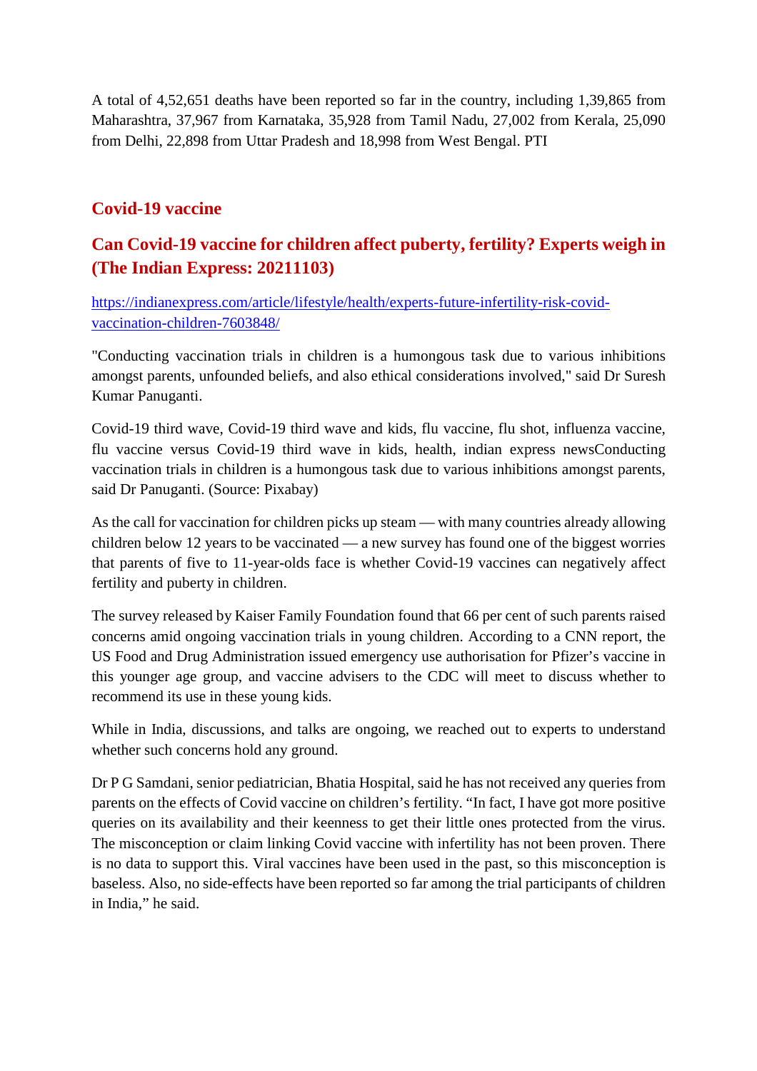A total of 4,52,651 deaths have been reported so far in the country, including 1,39,865 from Maharashtra, 37,967 from Karnataka, 35,928 from Tamil Nadu, 27,002 from Kerala, 25,090 from Delhi, 22,898 from Uttar Pradesh and 18,998 from West Bengal. PTI

## Covid-19 vaccine

## Can Covid-19 vaccine for children affect puberty, fertility? Experts weigh in (The Indian Express: 20211103)

https://indianexpress.com/article/lifestyle/health/experts-future-infertility-risk-covid-vaccination-children-7603848/

"Conducting vaccination trials in children is a humongous task due to various inhibitions amongst parents, unfounded beliefs, and also ethical considerations involved," said Dr Suresh Kumar Panuganti.

Covid-19 third wave, Covid-19 third wave and kids, flu vaccine, flu shot, influenza vaccine, flu vaccine versus Covid-19 third wave in kids, health, indian express newsConducting vaccination trials in children is a humongous task due to various inhibitions amongst parents, said Dr Panuganti. (Source: Pixabay)

As the call for vaccination for children picks up steam — with many countries already allowing children below 12 years to be vaccinated — a new survey has found one of the biggest worries that parents of five to 11-year-olds face is whether Covid-19 vaccines can negatively affect fertility and puberty in children.

The survey released by Kaiser Family Foundation found that 66 per cent of such parents raised concerns amid ongoing vaccination trials in young children. According to a CNN report, the US Food and Drug Administration issued emergency use authorisation for Pfizer's vaccine in this younger age group, and vaccine advisers to the CDC will meet to discuss whether to recommend its use in these young kids.

While in India, discussions, and talks are ongoing, we reached out to experts to understand whether such concerns hold any ground.

Dr P G Samdani, senior pediatrician, Bhatia Hospital, said he has not received any queries from parents on the effects of Covid vaccine on children's fertility. "In fact, I have got more positive queries on its availability and their keenness to get their little ones protected from the virus. The misconception or claim linking Covid vaccine with infertility has not been proven. There is no data to support this. Viral vaccines have been used in the past, so this misconception is baseless. Also, no side-effects have been reported so far among the trial participants of children in India," he said.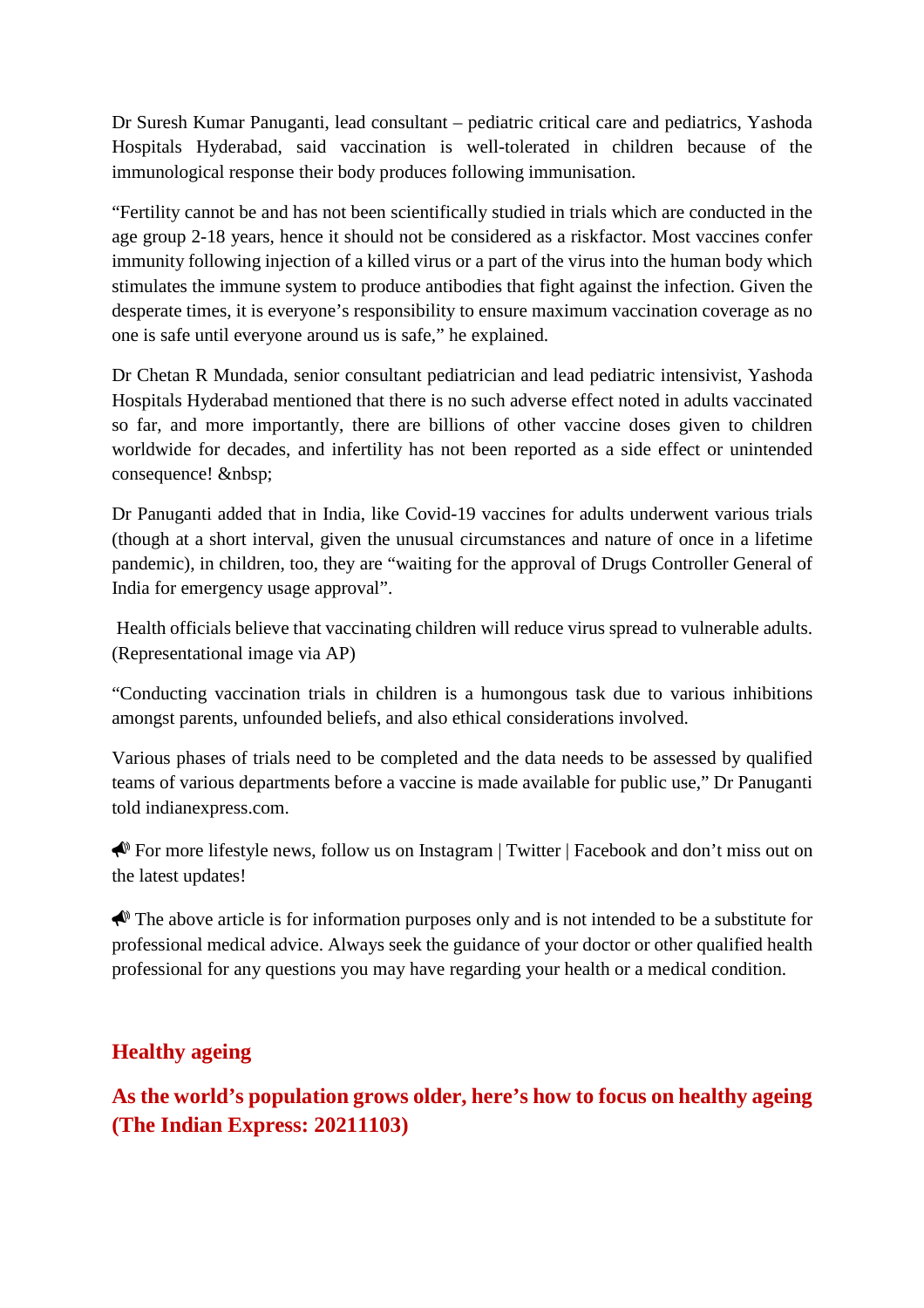Dr Suresh Kumar Panuganti, lead consultant – pediatric critical care and pediatrics, Yashoda Hospitals Hyderabad, said vaccination is well-tolerated in children because of the immunological response their body produces following immunisation.

"Fertility cannot be and has not been scientifically studied in trials which are conducted in the age group 2-18 years, hence it should not be considered as a riskfactor. Most vaccines confer immunity following injection of a killed virus or a part of the virus into the human body which stimulates the immune system to produce antibodies that fight against the infection. Given the desperate times, it is everyone's responsibility to ensure maximum vaccination coverage as no one is safe until everyone around us is safe," he explained.

Dr Chetan R Mundada, senior consultant pediatrician and lead pediatric intensivist, Yashoda Hospitals Hyderabad mentioned that there is no such adverse effect noted in adults vaccinated so far, and more importantly, there are billions of other vaccine doses given to children worldwide for decades, and infertility has not been reported as a side effect or unintended consequence! &nbsp;

Dr Panuganti added that in India, like Covid-19 vaccines for adults underwent various trials (though at a short interval, given the unusual circumstances and nature of once in a lifetime pandemic), in children, too, they are "waiting for the approval of Drugs Controller General of India for emergency usage approval".

Health officials believe that vaccinating children will reduce virus spread to vulnerable adults. (Representational image via AP)

"Conducting vaccination trials in children is a humongous task due to various inhibitions amongst parents, unfounded beliefs, and also ethical considerations involved.

Various phases of trials need to be completed and the data needs to be assessed by qualified teams of various departments before a vaccine is made available for public use," Dr Panuganti told indianexpress.com.

📣 For more lifestyle news, follow us on Instagram | Twitter | Facebook and don't miss out on the latest updates!

📣 The above article is for information purposes only and is not intended to be a substitute for professional medical advice. Always seek the guidance of your doctor or other qualified health professional for any questions you may have regarding your health or a medical condition.

## Healthy ageing

## As the world's population grows older, here's how to focus on healthy ageing (The Indian Express: 20211103)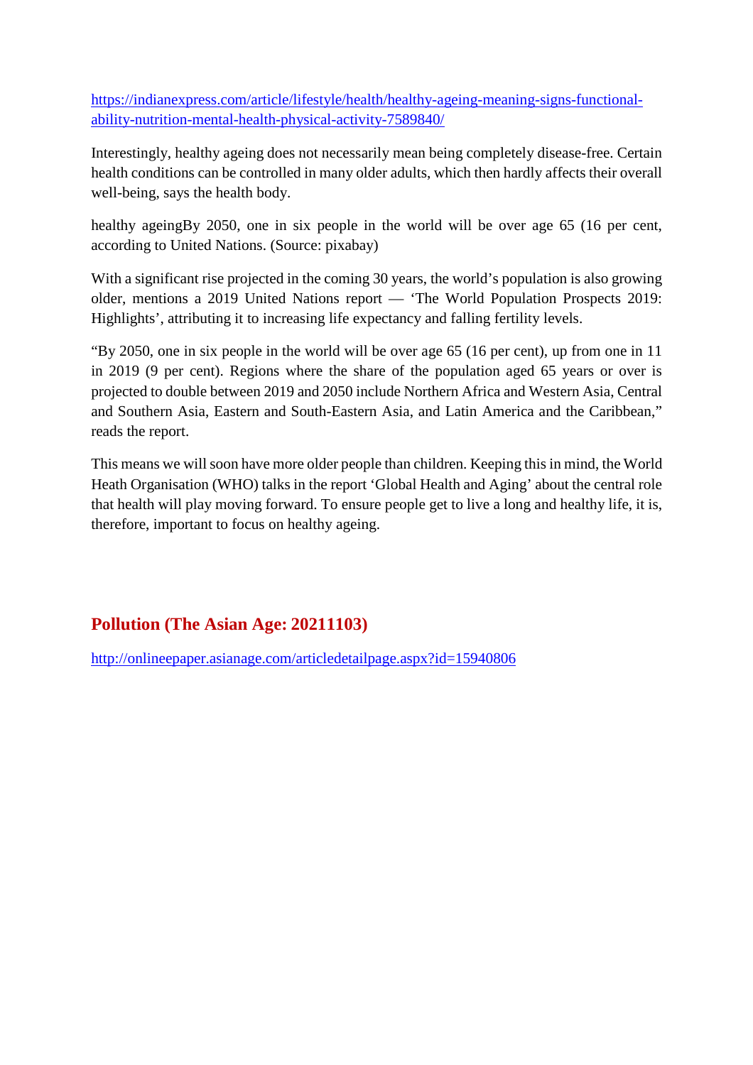https://indianexpress.com/article/lifestyle/health/healthy-ageing-meaning-signs-functional-ability-nutrition-mental-health-physical-activity-7589840/

Interestingly, healthy ageing does not necessarily mean being completely disease-free. Certain health conditions can be controlled in many older adults, which then hardly affects their overall well-being, says the health body.

healthy ageingBy 2050, one in six people in the world will be over age 65 (16 per cent, according to United Nations. (Source: pixabay)

With a significant rise projected in the coming 30 years, the world's population is also growing older, mentions a 2019 United Nations report — 'The World Population Prospects 2019: Highlights', attributing it to increasing life expectancy and falling fertility levels.

"By 2050, one in six people in the world will be over age 65 (16 per cent), up from one in 11 in 2019 (9 per cent). Regions where the share of the population aged 65 years or over is projected to double between 2019 and 2050 include Northern Africa and Western Asia, Central and Southern Asia, Eastern and South-Eastern Asia, and Latin America and the Caribbean," reads the report.

This means we will soon have more older people than children. Keeping this in mind, the World Heath Organisation (WHO) talks in the report 'Global Health and Aging' about the central role that health will play moving forward. To ensure people get to live a long and healthy life, it is, therefore, important to focus on healthy ageing.

## Pollution (The Asian Age: 20211103)

http://onlineepaper.asianage.com/articledetailpage.aspx?id=15940806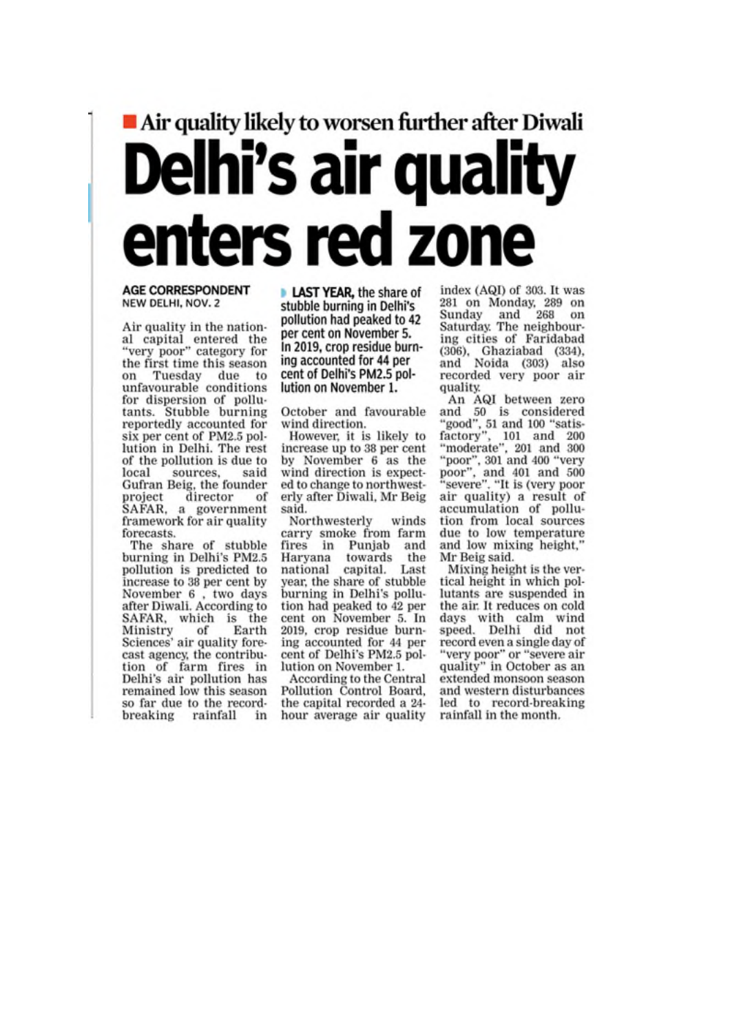**Air quality likely to worsen further after Diwali**

# Delhi's air quality enters red zone

**AGE CORRESPONDENT**
NEW DELHI, NOV. 2

Air quality in the national capital entered the "very poor" category for the first time this season on Tuesday due to unfavourable conditions for dispersion of pollutants. Stubble burning reportedly accounted for six per cent of PM2.5 pollution in Delhi. The rest of the pollution is due to local sources, said Gufran Beig, the founder project director of SAFAR, a government framework for air quality forecasts.

The share of stubble burning in Delhi's PM2.5 pollution is predicted to increase to 38 per cent by November 6 , two days after Diwali. According to SAFAR, which is the Ministry of Earth Sciences' air quality forecast agency, the contribution of farm fires in Delhi's air pollution has remained low this season so far due to the record-breaking rainfall in October and favourable wind direction.

> **LAST YEAR,** the share of stubble burning in Delhi's pollution had peaked to 42 per cent on November 5. In 2019, crop residue burning accounted for 44 per cent of Delhi's PM2.5 pollution on November 1.

However, it is likely to increase up to 38 per cent by November 6 as the wind direction is expected to change to northwesterly after Diwali, Mr Beig said.

Northwesterly winds carry smoke from farm fires in Punjab and Haryana towards the national capital. Last year, the share of stubble burning in Delhi's pollution had peaked to 42 per cent on November 5. In 2019, crop residue burning accounted for 44 per cent of Delhi's PM2.5 pollution on November 1.

According to the Central Pollution Control Board, the capital recorded a 24-hour average air quality index (AQI) of 303. It was 281 on Monday, 289 on Sunday and 268 on Saturday. The neighbouring cities of Faridabad (306), Ghaziabad (334), and Noida (303) also recorded very poor air quality.

An AQI between zero and 50 is considered "good", 51 and 100 "satisfactory", 101 and 200 "moderate", 201 and 300 "poor", 301 and 400 "very poor", and 401 and 500 "severe". "It is (very poor air quality) a result of accumulation of pollution from local sources due to low temperature and low mixing height," Mr Beig said.

Mixing height is the vertical height in which pollutants are suspended in the air. It reduces on cold days with calm wind speed. Delhi did not record even a single day of "very poor" or "severe air quality" in October as an extended monsoon season and western disturbances led to record-breaking rainfall in the month.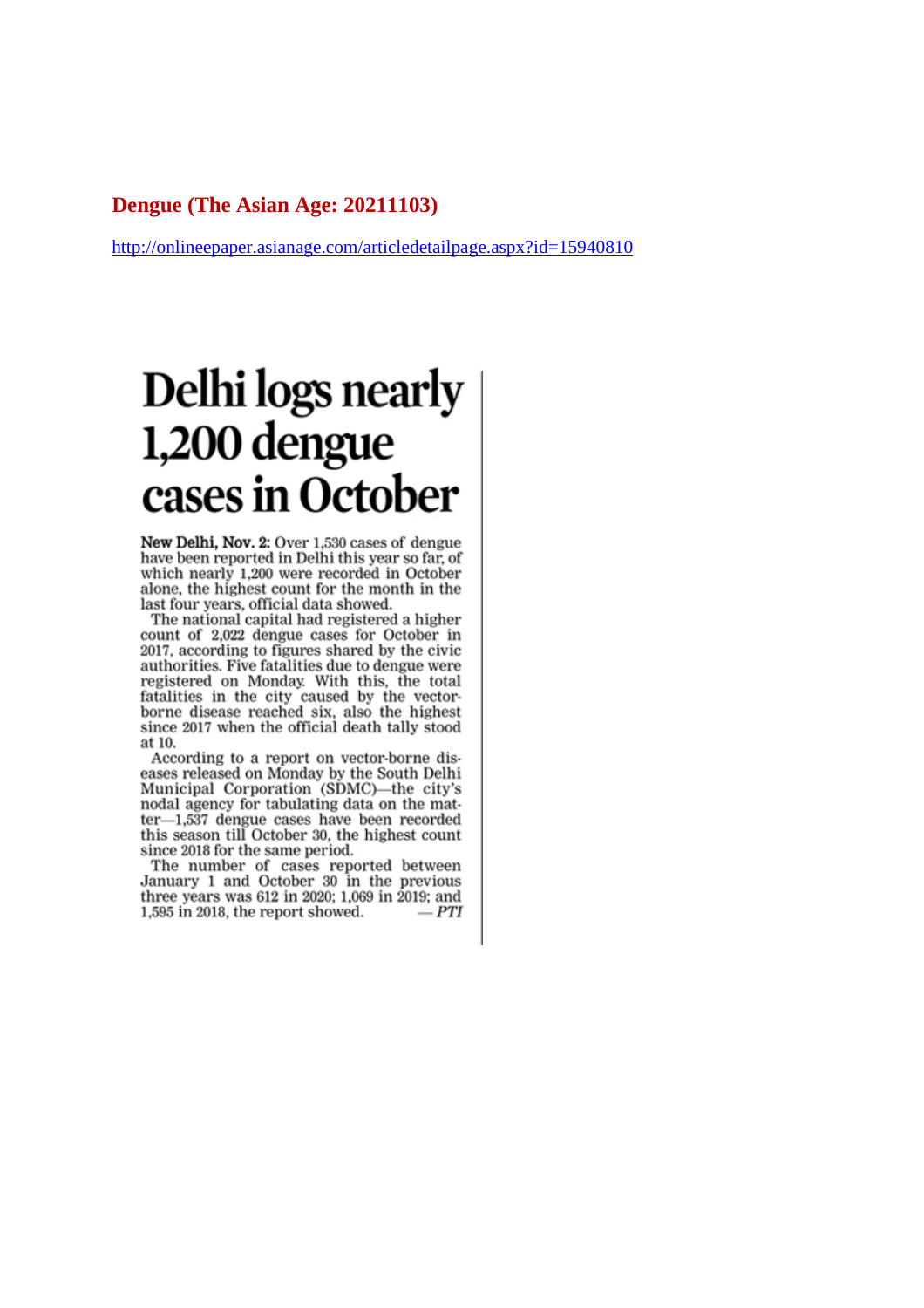## Dengue (The Asian Age: 20211103)

http://onlineepaper.asianage.com/articledetailpage.aspx?id=15940810

# Delhi logs nearly 1,200 dengue cases in October

**New Delhi, Nov. 2:** Over 1,530 cases of dengue have been reported in Delhi this year so far, of which nearly 1,200 were recorded in October alone, the highest count for the month in the last four years, official data showed.

The national capital had registered a higher count of 2,022 dengue cases for October in 2017, according to figures shared by the civic authorities. Five fatalities due to dengue were registered on Monday. With this, the total fatalities in the city caused by the vector-borne disease reached six, also the highest since 2017 when the official death tally stood at 10.

According to a report on vector-borne diseases released on Monday by the South Delhi Municipal Corporation (SDMC)—the city's nodal agency for tabulating data on the matter—1,537 dengue cases have been recorded this season till October 30, the highest count since 2018 for the same period.

The number of cases reported between January 1 and October 30 in the previous three years was 612 in 2020; 1,069 in 2019; and 1,595 in 2018, the report showed. — *PTI*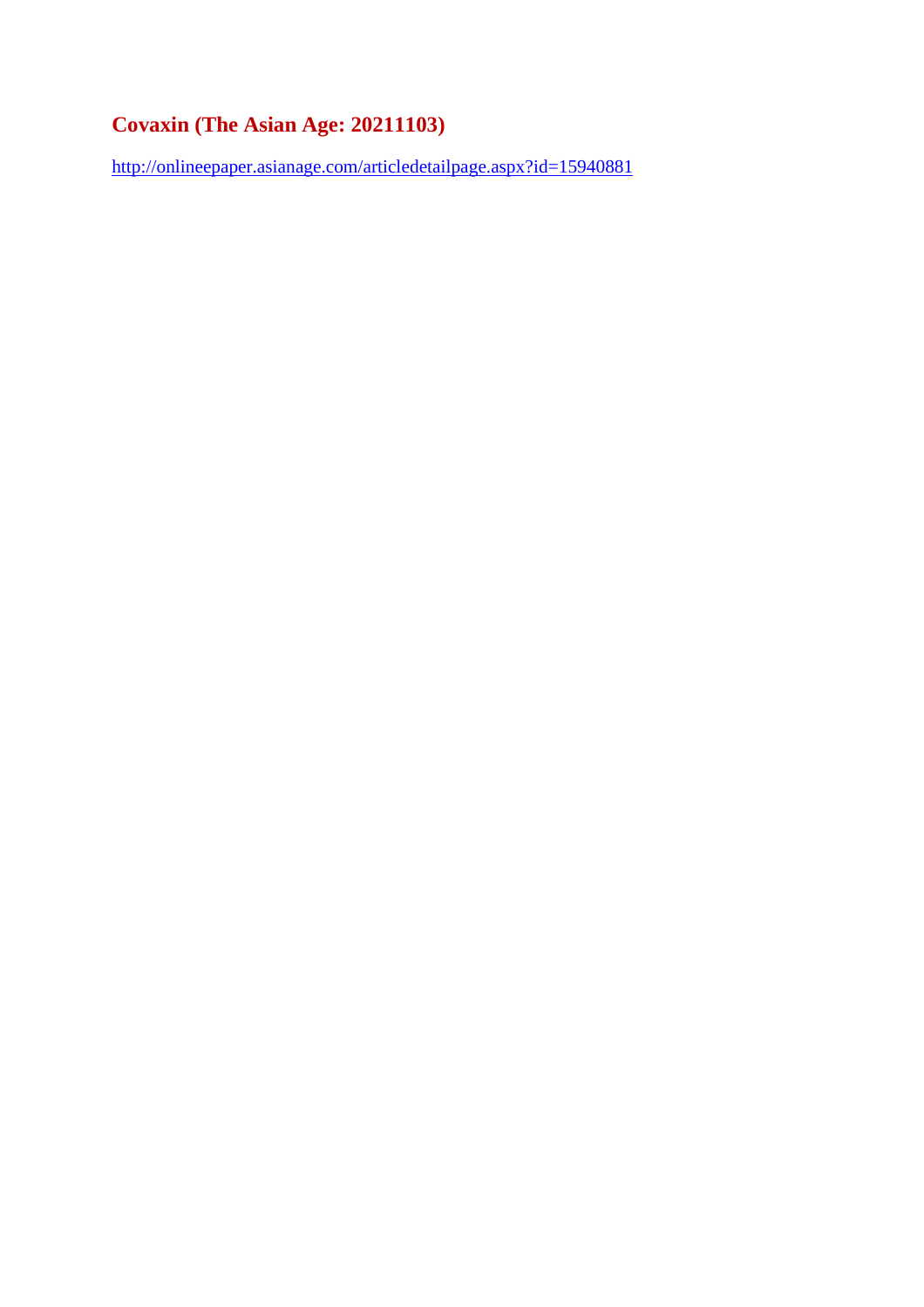## Covaxin (The Asian Age: 20211103)

http://onlineepaper.asianage.com/articledetailpage.aspx?id=15940881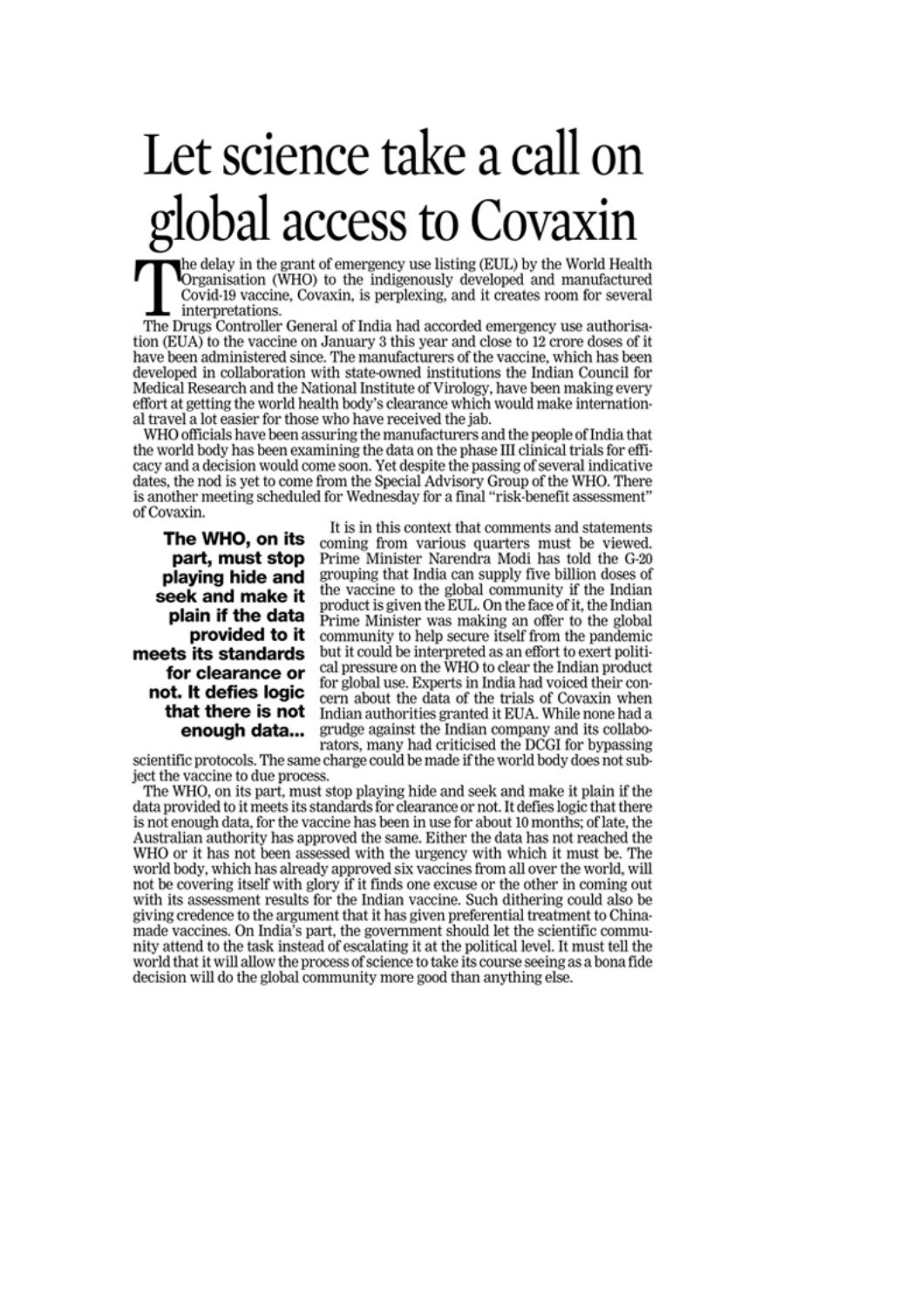# Let science take a call on global access to Covaxin

The delay in the grant of emergency use listing (EUL) by the World Health Organisation (WHO) to the indigenously developed and manufactured Covid-19 vaccine, Covaxin, is perplexing, and it creates room for several interpretations.

The Drugs Controller General of India had accorded emergency use authorisation (EUA) to the vaccine on January 3 this year and close to 12 crore doses of it have been administered since. The manufacturers of the vaccine, which has been developed in collaboration with state-owned institutions the Indian Council for Medical Research and the National Institute of Virology, have been making every effort at getting the world health body's clearance which would make international travel a lot easier for those who have received the jab.

WHO officials have been assuring the manufacturers and the people of India that the world body has been examining the data on the phase III clinical trials for efficacy and a decision would come soon. Yet despite the passing of several indicative dates, the nod is yet to come from the Special Advisory Group of the WHO. There is another meeting scheduled for Wednesday for a final "risk-benefit assessment" of Covaxin.

**The WHO, on its part, must stop playing hide and seek and make it plain if the data provided to it meets its standards for clearance or not. It defies logic that there is not enough data...**

It is in this context that comments and statements coming from various quarters must be viewed. Prime Minister Narendra Modi has told the G-20 grouping that India can supply five billion doses of the vaccine to the global community if the Indian product is given the EUL. On the face of it, the Indian Prime Minister was making an offer to the global community to help secure itself from the pandemic but it could be interpreted as an effort to exert political pressure on the WHO to clear the Indian product for global use. Experts in India had voiced their concern about the data of the trials of Covaxin when Indian authorities granted it EUA. While none had a grudge against the Indian company and its collaborators, many had criticised the DCGI for bypassing scientific protocols. The same charge could be made if the world body does not subject the vaccine to due process.

The WHO, on its part, must stop playing hide and seek and make it plain if the data provided to it meets its standards for clearance or not. It defies logic that there is not enough data, for the vaccine has been in use for about 10 months; of late, the Australian authority has approved the same. Either the data has not reached the WHO or it has not been assessed with the urgency with which it must be. The world body, which has already approved six vaccines from all over the world, will not be covering itself with glory if it finds one excuse or the other in coming out with its assessment results for the Indian vaccine. Such dithering could also be giving credence to the argument that it has given preferential treatment to China-made vaccines. On India's part, the government should let the scientific community attend to the task instead of escalating it at the political level. It must tell the world that it will allow the process of science to take its course seeing as a bona fide decision will do the global community more good than anything else.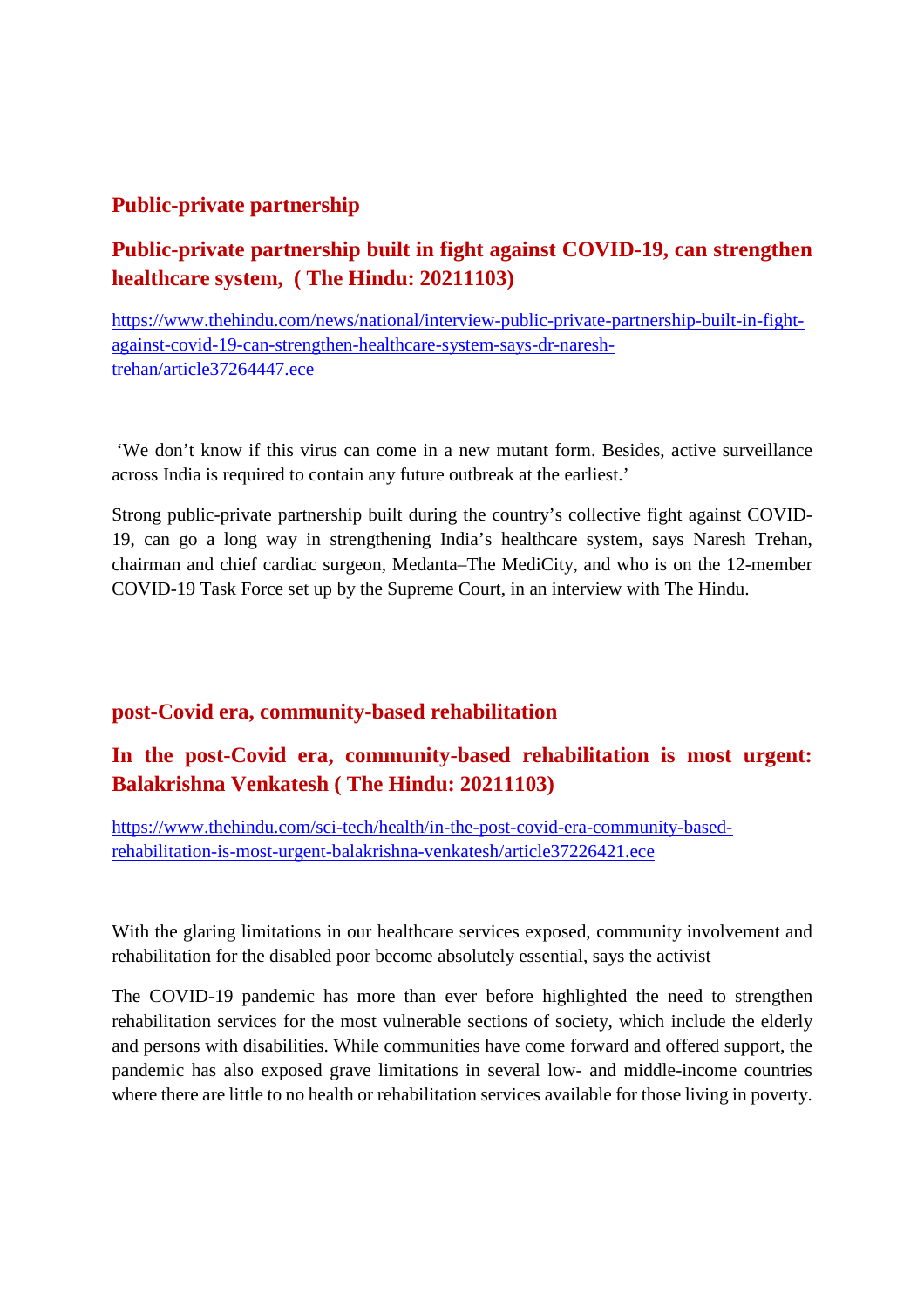## Public-private partnership

### Public-private partnership built in fight against COVID-19, can strengthen healthcare system, ( The Hindu: 20211103)

https://www.thehindu.com/news/national/interview-public-private-partnership-built-in-fight-against-covid-19-can-strengthen-healthcare-system-says-dr-naresh-trehan/article37264447.ece

'We don't know if this virus can come in a new mutant form. Besides, active surveillance across India is required to contain any future outbreak at the earliest.'

Strong public-private partnership built during the country's collective fight against COVID-19, can go a long way in strengthening India's healthcare system, says Naresh Trehan, chairman and chief cardiac surgeon, Medanta–The MediCity, and who is on the 12-member COVID-19 Task Force set up by the Supreme Court, in an interview with The Hindu.

## post-Covid era, community-based rehabilitation

### In the post-Covid era, community-based rehabilitation is most urgent: Balakrishna Venkatesh ( The Hindu: 20211103)

https://www.thehindu.com/sci-tech/health/in-the-post-covid-era-community-based-rehabilitation-is-most-urgent-balakrishna-venkatesh/article37226421.ece

With the glaring limitations in our healthcare services exposed, community involvement and rehabilitation for the disabled poor become absolutely essential, says the activist

The COVID-19 pandemic has more than ever before highlighted the need to strengthen rehabilitation services for the most vulnerable sections of society, which include the elderly and persons with disabilities. While communities have come forward and offered support, the pandemic has also exposed grave limitations in several low- and middle-income countries where there are little to no health or rehabilitation services available for those living in poverty.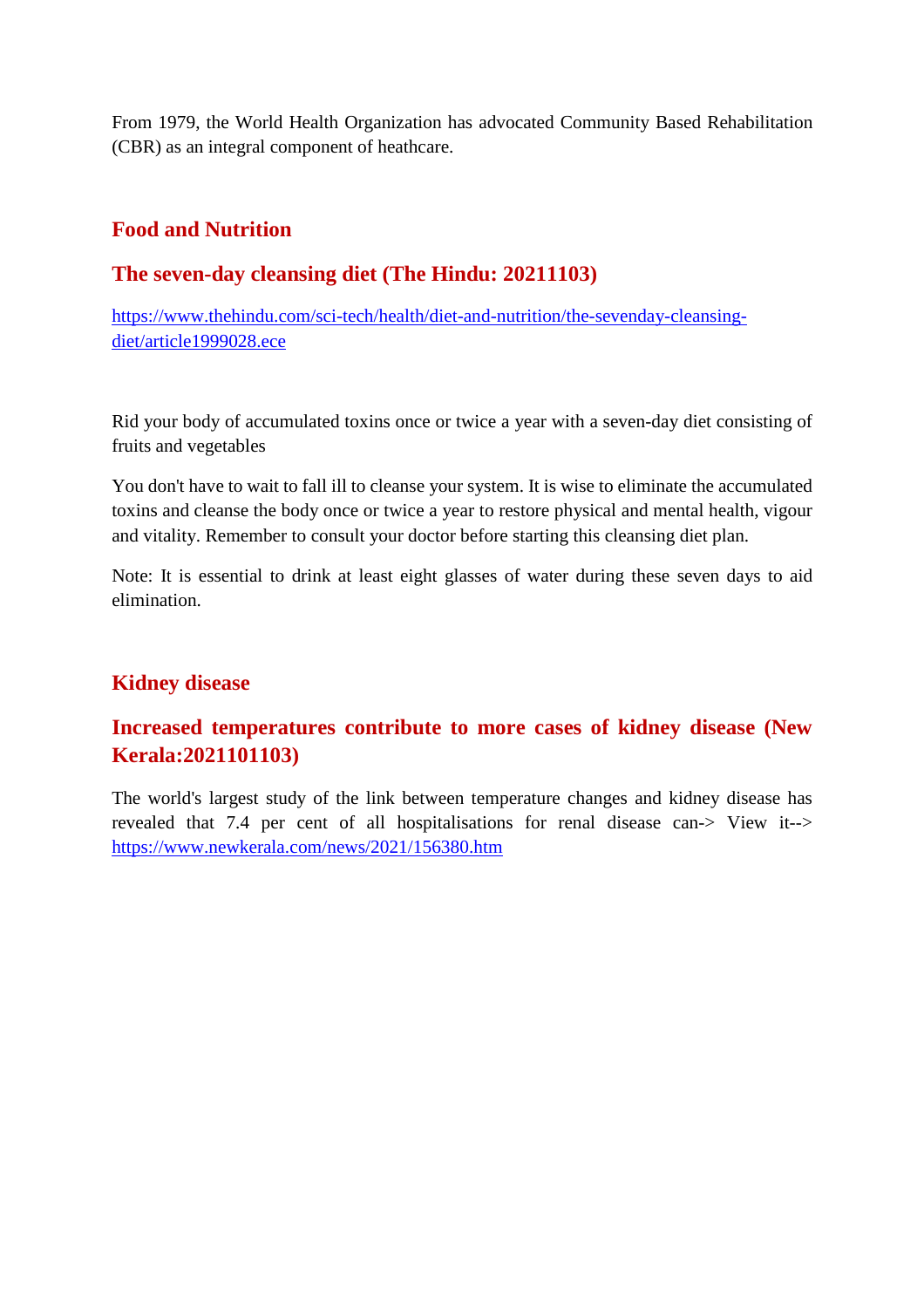From 1979, the World Health Organization has advocated Community Based Rehabilitation (CBR) as an integral component of heathcare.

## Food and Nutrition

### The seven-day cleansing diet (The Hindu: 20211103)

https://www.thehindu.com/sci-tech/health/diet-and-nutrition/the-sevenday-cleansing-diet/article1999028.ece

Rid your body of accumulated toxins once or twice a year with a seven-day diet consisting of fruits and vegetables

You don't have to wait to fall ill to cleanse your system. It is wise to eliminate the accumulated toxins and cleanse the body once or twice a year to restore physical and mental health, vigour and vitality. Remember to consult your doctor before starting this cleansing diet plan.

Note: It is essential to drink at least eight glasses of water during these seven days to aid elimination.

## Kidney disease

### Increased temperatures contribute to more cases of kidney disease (New Kerala:2021101103)

The world's largest study of the link between temperature changes and kidney disease has revealed that 7.4 per cent of all hospitalisations for renal disease can-> View it--> https://www.newkerala.com/news/2021/156380.htm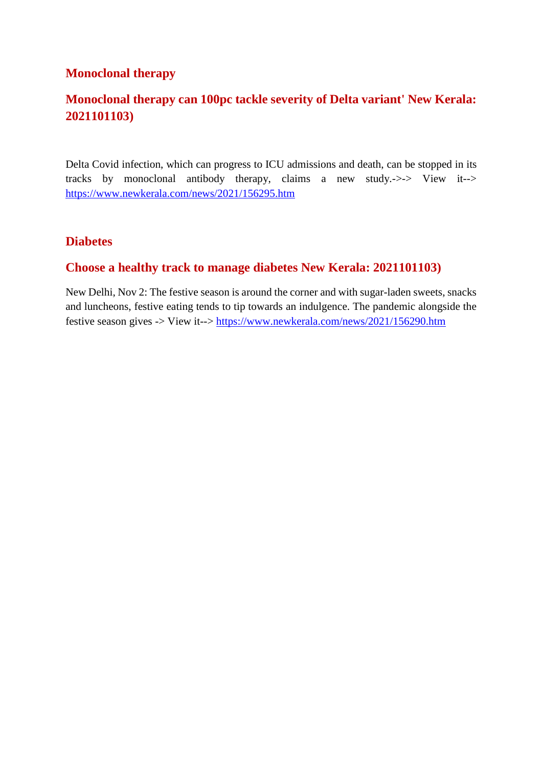## Monoclonal therapy

### Monoclonal therapy can 100pc tackle severity of Delta variant' New Kerala: 2021101103)

Delta Covid infection, which can progress to ICU admissions and death, can be stopped in its tracks by monoclonal antibody therapy, claims a new study.->-> View it--> https://www.newkerala.com/news/2021/156295.htm

## Diabetes

### Choose a healthy track to manage diabetes New Kerala: 2021101103)

New Delhi, Nov 2: The festive season is around the corner and with sugar-laden sweets, snacks and luncheons, festive eating tends to tip towards an indulgence. The pandemic alongside the festive season gives -> View it--> https://www.newkerala.com/news/2021/156290.htm